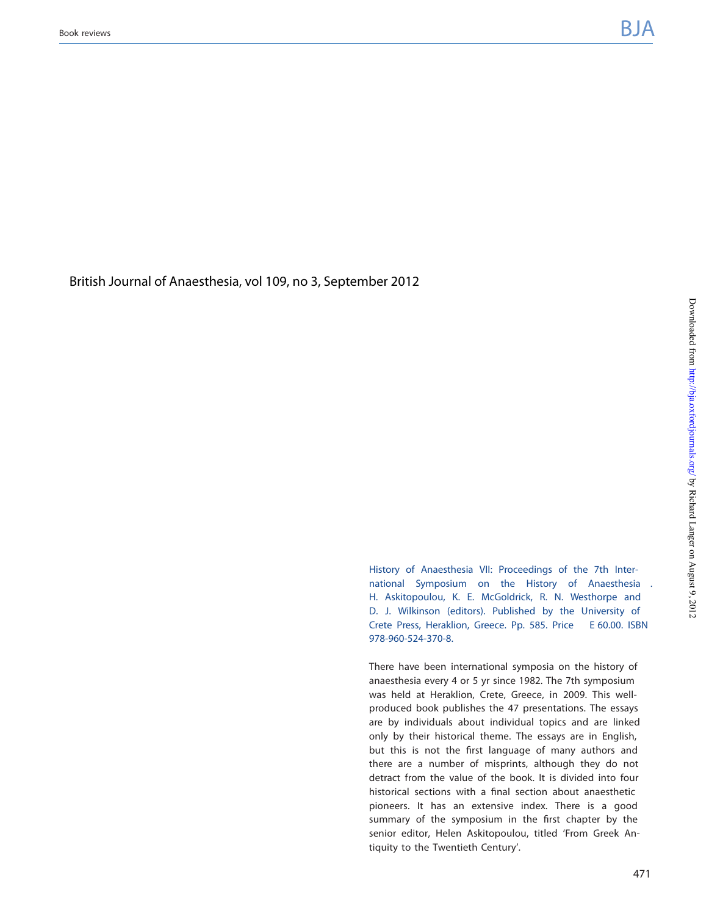British Journal of Anaesthesia, vol 109, no 3, September 2012

History of Anaesthesia VII: Proceedings of the 7th International Symposium on the History of Anaesthesia . H. Askitopoulou, K. E. McGoldrick, R. N. Westhorpe and D. J. Wilkinson (editors). Published by the University of Crete Press, Heraklion, Greece. Pp. 585. Price E 60.00. ISBN 978-960-524-370-8.

There have been international symposia on the history of anaesthesia every 4 or 5 yr since 1982. The 7th symposium was held at Heraklion, Crete, Greece, in 2009. This well-produced book publishes the 47 presentations. The essays are by individuals about individual topics and are linked only by their historical theme. The essays are in English, but this is not the first language of many authors and there are a number of misprints, although they do not detract from the value of the book. It is divided into four historical sections with a final section about anaesthetic pioneers. It has an extensive index. There is a good summary of the symposium in the first chapter by the senior editor, Helen Askitopoulou, titled 'From Greek Antiquity to the Twentieth Century'.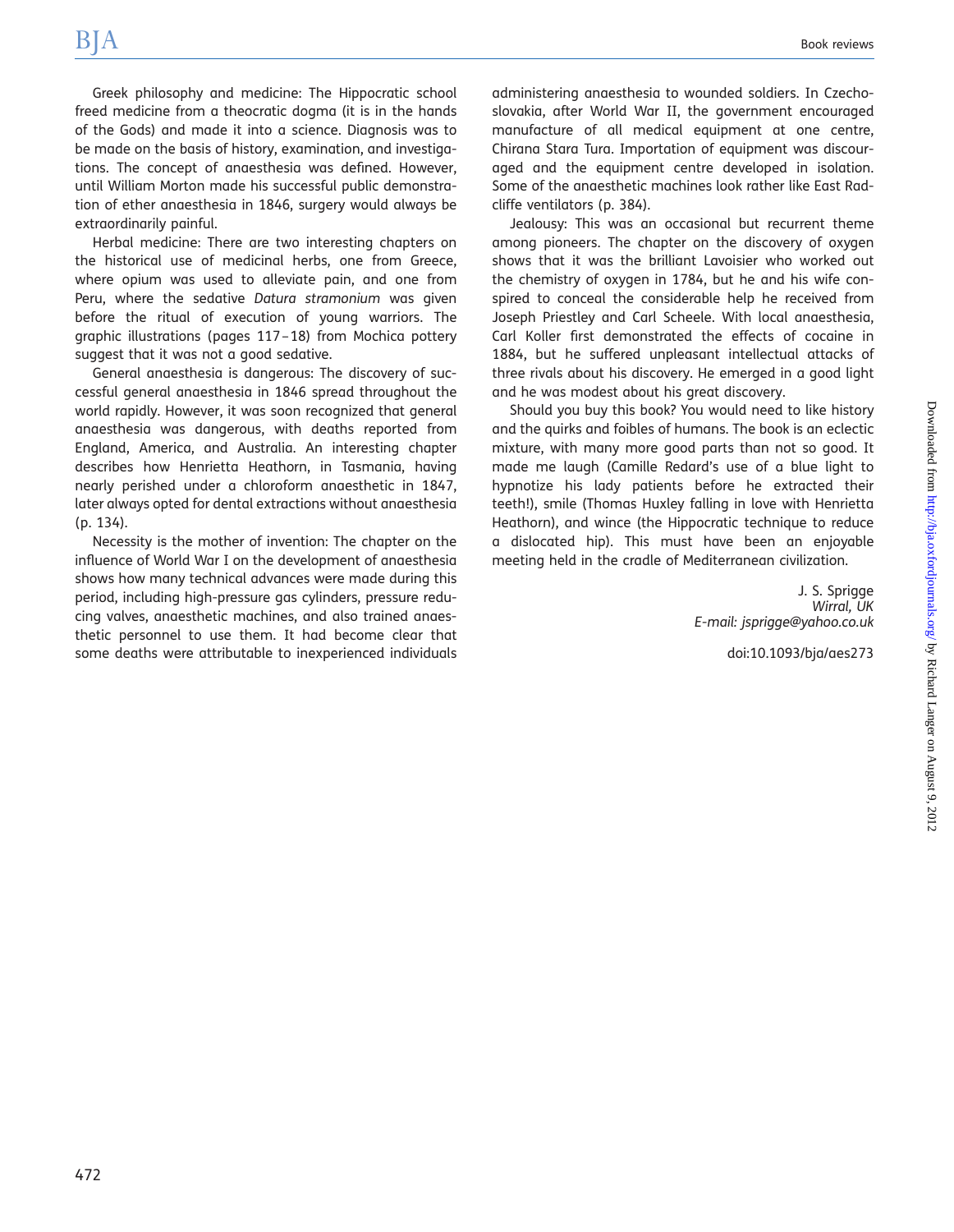Greek philosophy and medicine: The Hippocratic school freed medicine from a theocratic dogma (it is in the hands of the Gods) and made it into a science. Diagnosis was to be made on the basis of history, examination, and investigations. The concept of anaesthesia was defined. However, until William Morton made his successful public demonstration of ether anaesthesia in 1846, surgery would always be extraordinarily painful.

Herbal medicine: There are two interesting chapters on the historical use of medicinal herbs, one from Greece, where opium was used to alleviate pain, and one from Peru, where the sedative *Datura stramonium* was given before the ritual of execution of young warriors. The graphic illustrations (pages 117–18) from Mochica pottery suggest that it was not a good sedative.

General anaesthesia is dangerous: The discovery of successful general anaesthesia in 1846 spread throughout the world rapidly. However, it was soon recognized that general anaesthesia was dangerous, with deaths reported from England, America, and Australia. An interesting chapter describes how Henrietta Heathorn, in Tasmania, having nearly perished under a chloroform anaesthetic in 1847, later always opted for dental extractions without anaesthesia (p. 134).

Necessity is the mother of invention: The chapter on the influence of World War I on the development of anaesthesia shows how many technical advances were made during this period, including high-pressure gas cylinders, pressure reducing valves, anaesthetic machines, and also trained anaesthetic personnel to use them. It had become clear that some deaths were attributable to inexperienced individuals administering anaesthesia to wounded soldiers. In Czechoslovakia, after World War II, the government encouraged manufacture of all medical equipment at one centre, Chirana Stara Tura. Importation of equipment was discouraged and the equipment centre developed in isolation. Some of the anaesthetic machines look rather like East Radcliffe ventilators (p. 384).

Jealousy: This was an occasional but recurrent theme among pioneers. The chapter on the discovery of oxygen shows that it was the brilliant Lavoisier who worked out the chemistry of oxygen in 1784, but he and his wife conspired to conceal the considerable help he received from Joseph Priestley and Carl Scheele. With local anaesthesia, Carl Koller first demonstrated the effects of cocaine in 1884, but he suffered unpleasant intellectual attacks of three rivals about his discovery. He emerged in a good light and he was modest about his great discovery.

Should you buy this book? You would need to like history and the quirks and foibles of humans. The book is an eclectic mixture, with many more good parts than not so good. It made me laugh (Camille Redard's use of a blue light to hypnotize his lady patients before he extracted their teeth!), smile (Thomas Huxley falling in love with Henrietta Heathorn), and wince (the Hippocratic technique to reduce a dislocated hip). This must have been an enjoyable meeting held in the cradle of Mediterranean civilization.

J. S. Sprigge
*Wirral, UK*
*E-mail: jsprigge@yahoo.co.uk*

doi:10.1093/bja/aes273